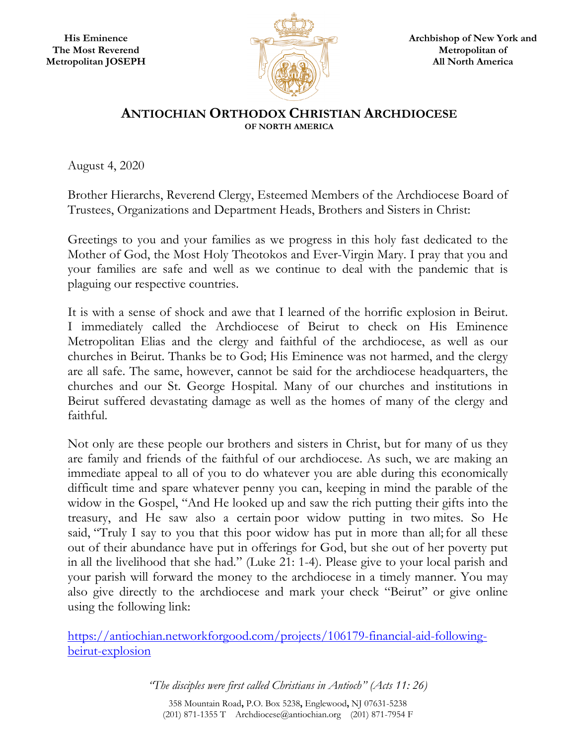His Eminence
The Most Reverend
Metropolitan JOSEPH

Archbishop of New York and
Metropolitan of
All North America

# ANTIOCHIAN ORTHODOX CHRISTIAN ARCHDIOCESE
### OF NORTH AMERICA

August 4, 2020

Brother Hierarchs, Reverend Clergy, Esteemed Members of the Archdiocese Board of Trustees, Organizations and Department Heads, Brothers and Sisters in Christ:

Greetings to you and your families as we progress in this holy fast dedicated to the Mother of God, the Most Holy Theotokos and Ever-Virgin Mary. I pray that you and your families are safe and well as we continue to deal with the pandemic that is plaguing our respective countries.

It is with a sense of shock and awe that I learned of the horrific explosion in Beirut. I immediately called the Archdiocese of Beirut to check on His Eminence Metropolitan Elias and the clergy and faithful of the archdiocese, as well as our churches in Beirut. Thanks be to God; His Eminence was not harmed, and the clergy are all safe. The same, however, cannot be said for the archdiocese headquarters, the churches and our St. George Hospital. Many of our churches and institutions in Beirut suffered devastating damage as well as the homes of many of the clergy and faithful.

Not only are these people our brothers and sisters in Christ, but for many of us they are family and friends of the faithful of our archdiocese. As such, we are making an immediate appeal to all of you to do whatever you are able during this economically difficult time and spare whatever penny you can, keeping in mind the parable of the widow in the Gospel, "And He looked up and saw the rich putting their gifts into the treasury, and He saw also a certain poor widow putting in two mites. So He said, "Truly I say to you that this poor widow has put in more than all; for all these out of their abundance have put in offerings for God, but she out of her poverty put in all the livelihood that she had." (Luke 21: 1-4). Please give to your local parish and your parish will forward the money to the archdiocese in a timely manner. You may also give directly to the archdiocese and mark your check "Beirut" or give online using the following link:

[https://antiochian.networkforgood.com/projects/106179-financial-aid-following-beirut-explosion](https://antiochian.networkforgood.com/projects/106179-financial-aid-following-beirut-explosion)

*"The disciples were first called Christians in Antioch" (Acts 11: 26)*

358 Mountain Road, P.O. Box 5238, Englewood, NJ 07631-5238
(201) 871-1355 T Archdiocese@antiochian.org (201) 871-7954 F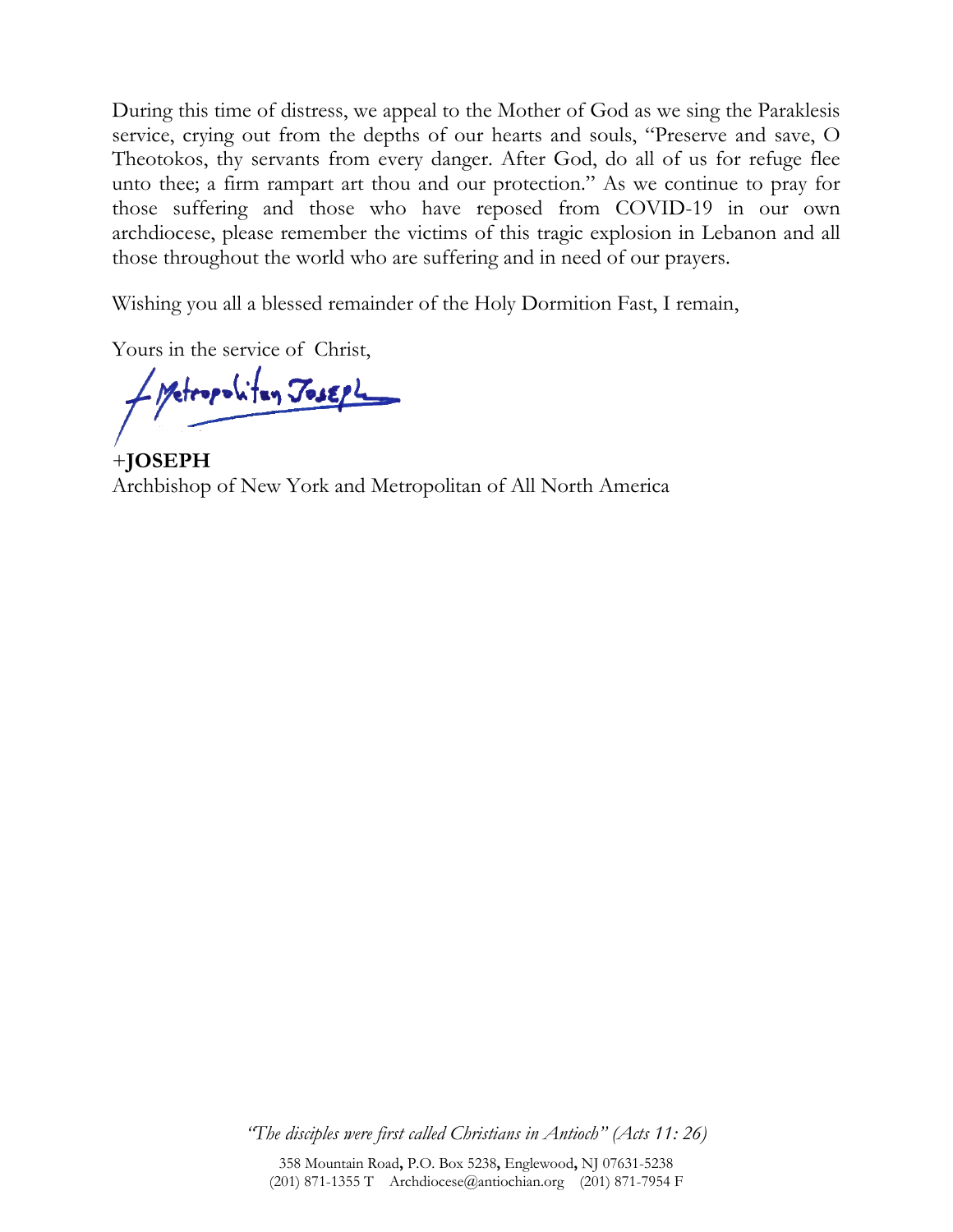During this time of distress, we appeal to the Mother of God as we sing the Paraklesis service, crying out from the depths of our hearts and souls, "Preserve and save, O Theotokos, thy servants from every danger. After God, do all of us for refuge flee unto thee; a firm rampart art thou and our protection." As we continue to pray for those suffering and those who have reposed from COVID-19 in our own archdiocese, please remember the victims of this tragic explosion in Lebanon and all those throughout the world who are suffering and in need of our prayers.

Wishing you all a blessed remainder of the Holy Dormition Fast, I remain,

Yours in the service of Christ,

+Metropolitan Joseph

+**JOSEPH**
Archbishop of New York and Metropolitan of All North America

*"The disciples were first called Christians in Antioch" (Acts 11: 26)*

358 Mountain Road, P.O. Box 5238, Englewood, NJ 07631-5238
(201) 871-1355 T Archdiocese@antiochian.org (201) 871-7954 F